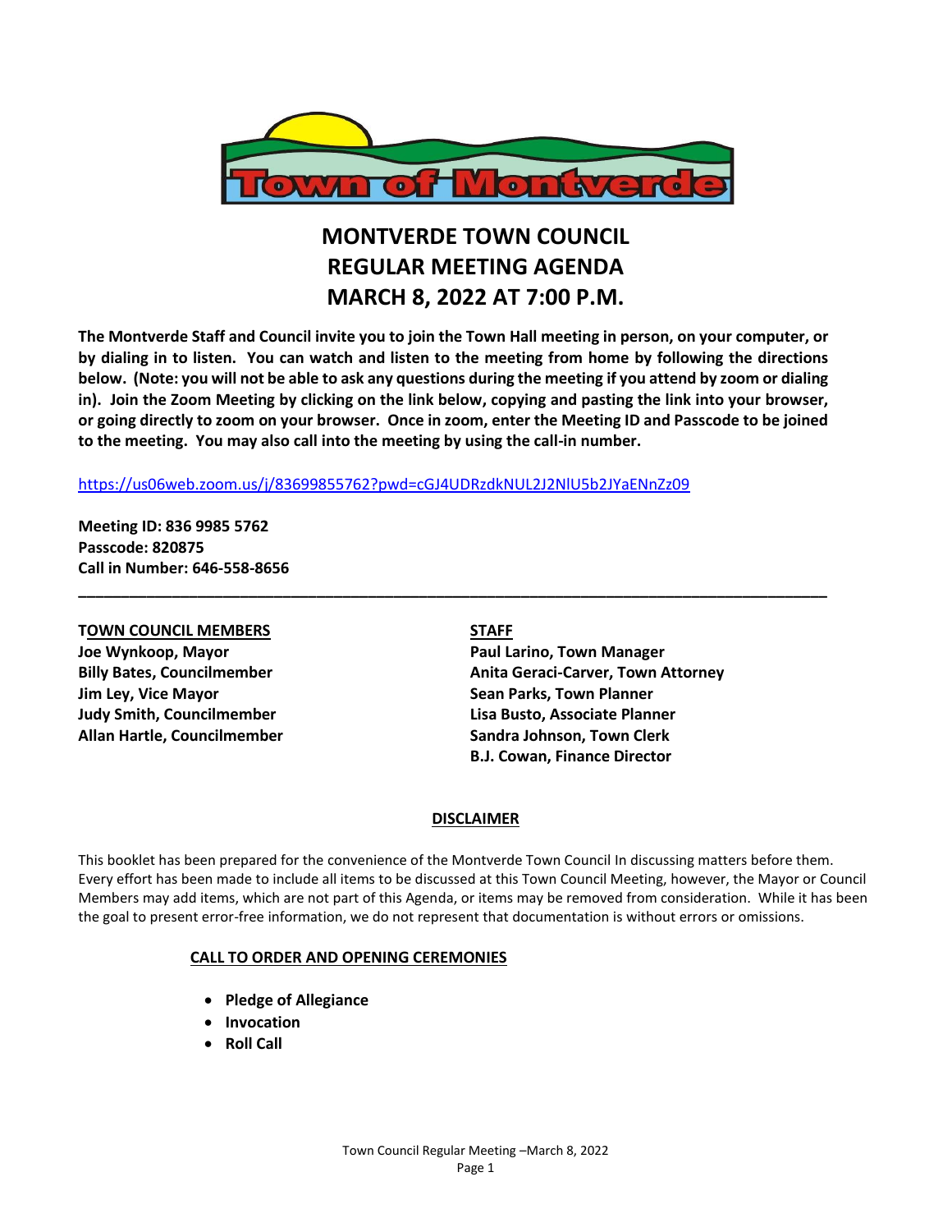Town of Montverde

# MONTVERDE TOWN COUNCIL
# REGULAR MEETING AGENDA
# MARCH 8, 2022 AT 7:00 P.M.

**The Montverde Staff and Council invite you to join the Town Hall meeting in person, on your computer, or by dialing in to listen. You can watch and listen to the meeting from home by following the directions below. (Note: you will not be able to ask any questions during the meeting if you attend by zoom or dialing in). Join the Zoom Meeting by clicking on the link below, copying and pasting the link into your browser, or going directly to zoom on your browser. Once in zoom, enter the Meeting ID and Passcode to be joined to the meeting. You may also call into the meeting by using the call-in number.**

https://us06web.zoom.us/j/83699855762?pwd=cGJ4UDRzdkNUL2J2NlU5b2JYaENnZz09

**Meeting ID: 836 9985 5762**
**Passcode: 820875**
**Call in Number: 646-558-8656**

---

**TOWN COUNCIL MEMBERS**
**Joe Wynkoop, Mayor**
**Billy Bates, Councilmember**
**Jim Ley, Vice Mayor**
**Judy Smith, Councilmember**
**Allan Hartle, Councilmember**

**STAFF**
**Paul Larino, Town Manager**
**Anita Geraci-Carver, Town Attorney**
**Sean Parks, Town Planner**
**Lisa Busto, Associate Planner**
**Sandra Johnson, Town Clerk**
**B.J. Cowan, Finance Director**

## DISCLAIMER

This booklet has been prepared for the convenience of the Montverde Town Council In discussing matters before them. Every effort has been made to include all items to be discussed at this Town Council Meeting, however, the Mayor or Council Members may add items, which are not part of this Agenda, or items may be removed from consideration. While it has been the goal to present error-free information, we do not represent that documentation is without errors or omissions.

## CALL TO ORDER AND OPENING CEREMONIES

- **Pledge of Allegiance**
- **Invocation**
- **Roll Call**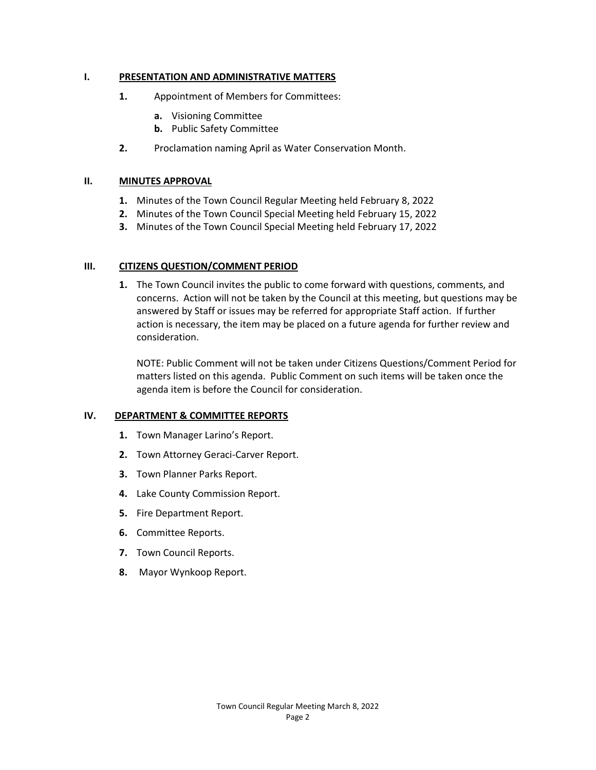## I. PRESENTATION AND ADMINISTRATIVE MATTERS

**1.** Appointment of Members for Committees:

- **a.** Visioning Committee
- **b.** Public Safety Committee

**2.** Proclamation naming April as Water Conservation Month.

## II. MINUTES APPROVAL

**1.** Minutes of the Town Council Regular Meeting held February 8, 2022

**2.** Minutes of the Town Council Special Meeting held February 15, 2022

**3.** Minutes of the Town Council Special Meeting held February 17, 2022

## III. CITIZENS QUESTION/COMMENT PERIOD

**1.** The Town Council invites the public to come forward with questions, comments, and concerns. Action will not be taken by the Council at this meeting, but questions may be answered by Staff or issues may be referred for appropriate Staff action. If further action is necessary, the item may be placed on a future agenda for further review and consideration.

NOTE: Public Comment will not be taken under Citizens Questions/Comment Period for matters listed on this agenda. Public Comment on such items will be taken once the agenda item is before the Council for consideration.

## IV. DEPARTMENT & COMMITTEE REPORTS

**1.** Town Manager Larino's Report.

**2.** Town Attorney Geraci-Carver Report.

**3.** Town Planner Parks Report.

**4.** Lake County Commission Report.

**5.** Fire Department Report.

**6.** Committee Reports.

**7.** Town Council Reports.

**8.** Mayor Wynkoop Report.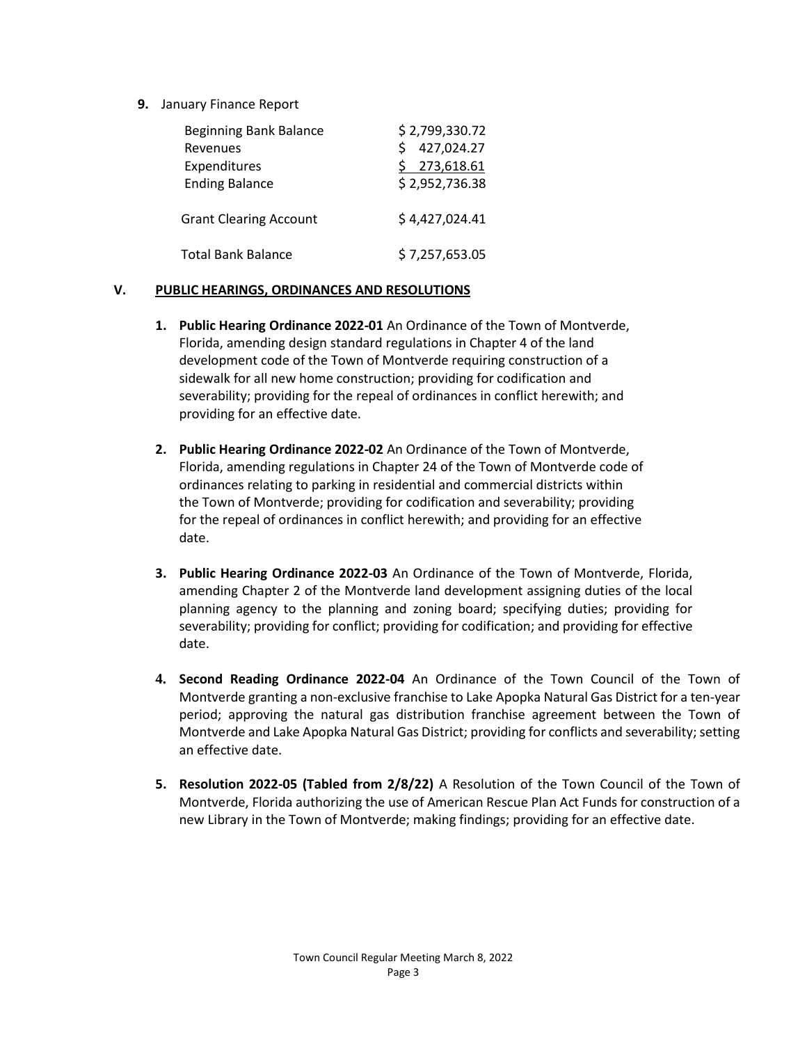9. January Finance Report

| | |
|---|---|
| Beginning Bank Balance | $ 2,799,330.72 |
| Revenues | $ 427,024.27 |
| Expenditures | $ 273,618.61 |
| Ending Balance | $ 2,952,736.38 |
| Grant Clearing Account | $ 4,427,024.41 |
| Total Bank Balance | $ 7,257,653.05 |

## V. PUBLIC HEARINGS, ORDINANCES AND RESOLUTIONS

1. **Public Hearing Ordinance 2022-01** An Ordinance of the Town of Montverde, Florida, amending design standard regulations in Chapter 4 of the land development code of the Town of Montverde requiring construction of a sidewalk for all new home construction; providing for codification and severability; providing for the repeal of ordinances in conflict herewith; and providing for an effective date.

2. **Public Hearing Ordinance 2022-02** An Ordinance of the Town of Montverde, Florida, amending regulations in Chapter 24 of the Town of Montverde code of ordinances relating to parking in residential and commercial districts within the Town of Montverde; providing for codification and severability; providing for the repeal of ordinances in conflict herewith; and providing for an effective date.

3. **Public Hearing Ordinance 2022-03** An Ordinance of the Town of Montverde, Florida, amending Chapter 2 of the Montverde land development assigning duties of the local planning agency to the planning and zoning board; specifying duties; providing for severability; providing for conflict; providing for codification; and providing for effective date.

4. **Second Reading Ordinance 2022-04** An Ordinance of the Town Council of the Town of Montverde granting a non-exclusive franchise to Lake Apopka Natural Gas District for a ten-year period; approving the natural gas distribution franchise agreement between the Town of Montverde and Lake Apopka Natural Gas District; providing for conflicts and severability; setting an effective date.

5. **Resolution 2022-05 (Tabled from 2/8/22)** A Resolution of the Town Council of the Town of Montverde, Florida authorizing the use of American Rescue Plan Act Funds for construction of a new Library in the Town of Montverde; making findings; providing for an effective date.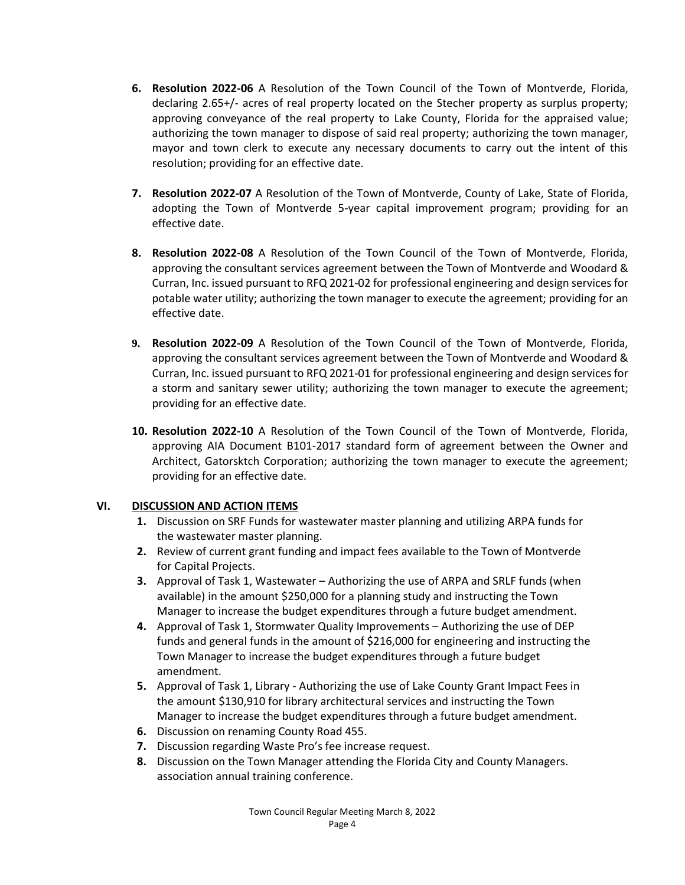6. **Resolution 2022-06** A Resolution of the Town Council of the Town of Montverde, Florida, declaring 2.65+/- acres of real property located on the Stecher property as surplus property; approving conveyance of the real property to Lake County, Florida for the appraised value; authorizing the town manager to dispose of said real property; authorizing the town manager, mayor and town clerk to execute any necessary documents to carry out the intent of this resolution; providing for an effective date.

7. **Resolution 2022-07** A Resolution of the Town of Montverde, County of Lake, State of Florida, adopting the Town of Montverde 5-year capital improvement program; providing for an effective date.

8. **Resolution 2022-08** A Resolution of the Town Council of the Town of Montverde, Florida, approving the consultant services agreement between the Town of Montverde and Woodard & Curran, Inc. issued pursuant to RFQ 2021-02 for professional engineering and design services for potable water utility; authorizing the town manager to execute the agreement; providing for an effective date.

9. **Resolution 2022-09** A Resolution of the Town Council of the Town of Montverde, Florida, approving the consultant services agreement between the Town of Montverde and Woodard & Curran, Inc. issued pursuant to RFQ 2021-01 for professional engineering and design services for a storm and sanitary sewer utility; authorizing the town manager to execute the agreement; providing for an effective date.

10. **Resolution 2022-10** A Resolution of the Town Council of the Town of Montverde, Florida, approving AIA Document B101-2017 standard form of agreement between the Owner and Architect, Gatorsktch Corporation; authorizing the town manager to execute the agreement; providing for an effective date.

## VI. DISCUSSION AND ACTION ITEMS

1. Discussion on SRF Funds for wastewater master planning and utilizing ARPA funds for the wastewater master planning.
2. Review of current grant funding and impact fees available to the Town of Montverde for Capital Projects.
3. Approval of Task 1, Wastewater – Authorizing the use of ARPA and SRLF funds (when available) in the amount $250,000 for a planning study and instructing the Town Manager to increase the budget expenditures through a future budget amendment.
4. Approval of Task 1, Stormwater Quality Improvements – Authorizing the use of DEP funds and general funds in the amount of $216,000 for engineering and instructing the Town Manager to increase the budget expenditures through a future budget amendment.
5. Approval of Task 1, Library - Authorizing the use of Lake County Grant Impact Fees in the amount $130,910 for library architectural services and instructing the Town Manager to increase the budget expenditures through a future budget amendment.
6. Discussion on renaming County Road 455.
7. Discussion regarding Waste Pro's fee increase request.
8. Discussion on the Town Manager attending the Florida City and County Managers. association annual training conference.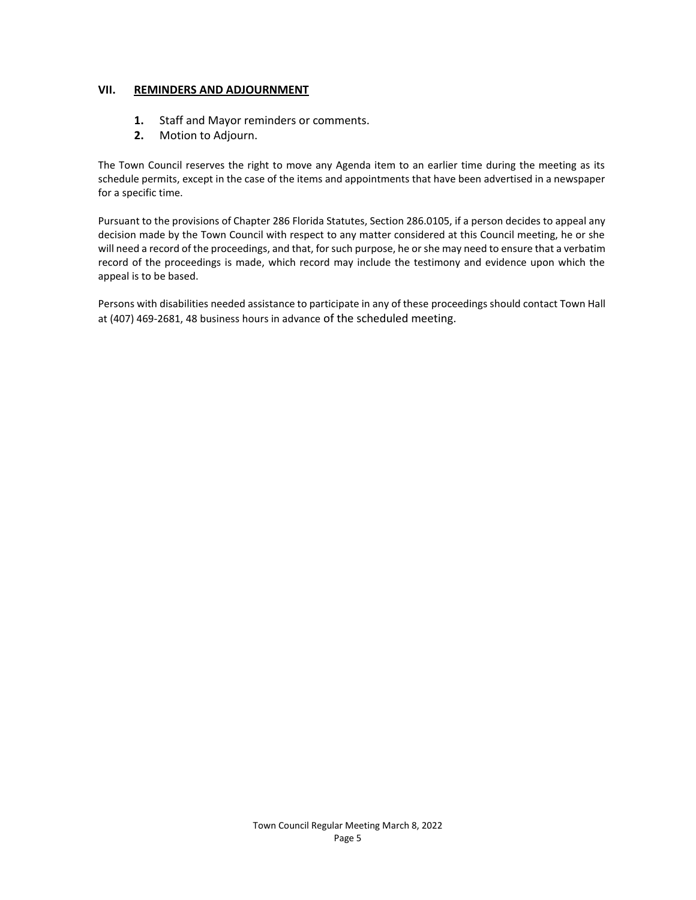## VII. REMINDERS AND ADJOURNMENT

1. Staff and Mayor reminders or comments.
2. Motion to Adjourn.

The Town Council reserves the right to move any Agenda item to an earlier time during the meeting as its schedule permits, except in the case of the items and appointments that have been advertised in a newspaper for a specific time.

Pursuant to the provisions of Chapter 286 Florida Statutes, Section 286.0105, if a person decides to appeal any decision made by the Town Council with respect to any matter considered at this Council meeting, he or she will need a record of the proceedings, and that, for such purpose, he or she may need to ensure that a verbatim record of the proceedings is made, which record may include the testimony and evidence upon which the appeal is to be based.

Persons with disabilities needed assistance to participate in any of these proceedings should contact Town Hall at (407) 469-2681, 48 business hours in advance of the scheduled meeting.